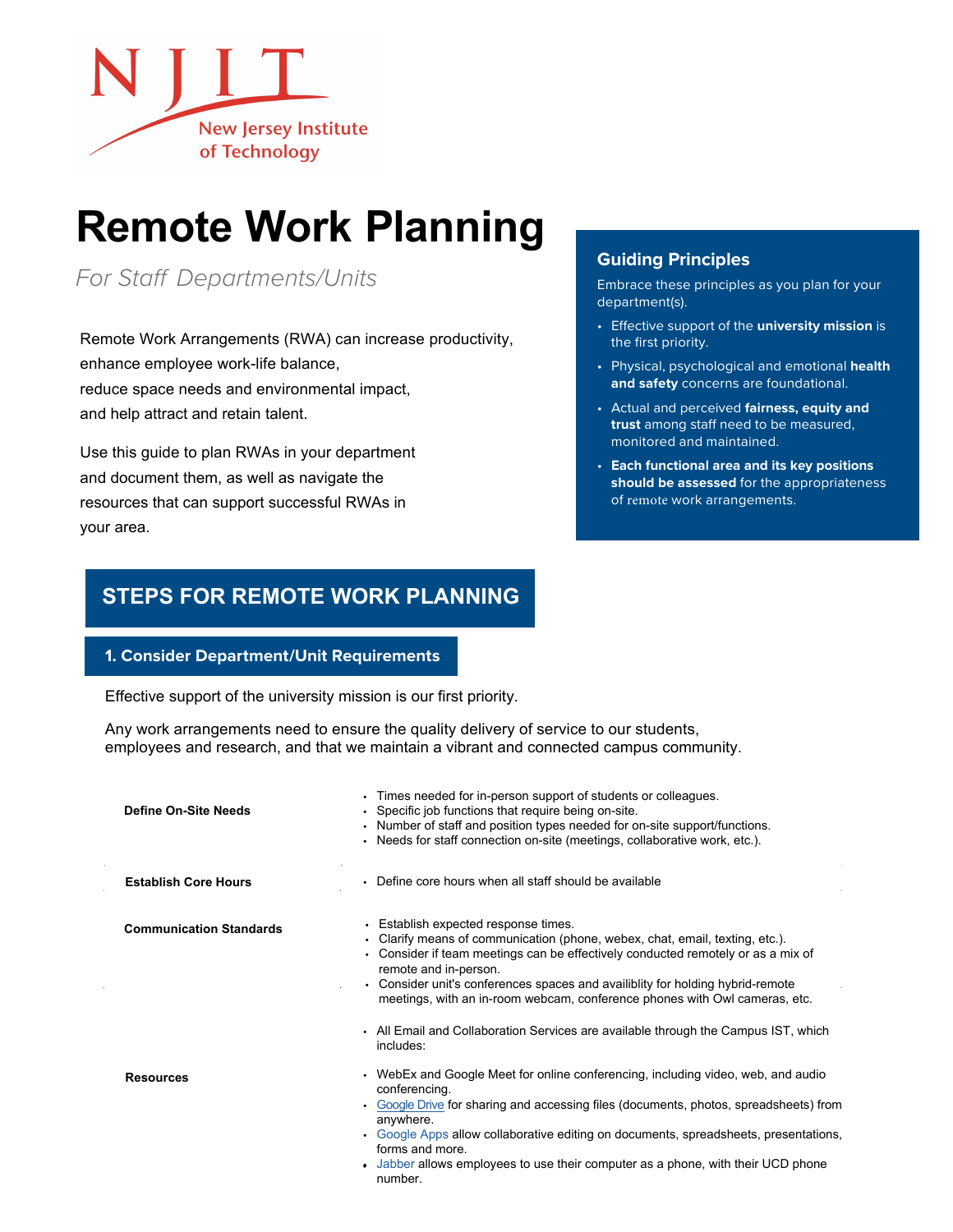NJIT New Jersey Institute of Technology

# Remote Work Planning

*For Staff Departments/Units*

Remote Work Arrangements (RWA) can increase productivity, enhance employee work-life balance, reduce space needs and environmental impact, and help attract and retain talent.

Use this guide to plan RWAs in your department and document them, as well as navigate the resources that can support successful RWAs in your area.

### Guiding Principles

Embrace these principles as you plan for your department(s).

- Effective support of the **university mission** is the first priority.
- Physical, psychological and emotional **health and safety** concerns are foundational.
- Actual and perceived **fairness, equity and trust** among staff need to be measured, monitored and maintained.
- **Each functional area and its key positions should be assessed** for the appropriateness of remote work arrangements.

## STEPS FOR REMOTE WORK PLANNING

### 1. Consider Department/Unit Requirements

Effective support of the university mission is our first priority.

Any work arrangements need to ensure the quality delivery of service to our students, employees and research, and that we maintain a vibrant and connected campus community.

| | |
|---|---|
| **Define On-Site Needs** | • Times needed for in-person support of students or colleagues.<br>• Specific job functions that require being on-site.<br>• Number of staff and position types needed for on-site support/functions.<br>• Needs for staff connection on-site (meetings, collaborative work, etc.). |
| **Establish Core Hours** | • Define core hours when all staff should be available |
| **Communication Standards** | • Establish expected response times.<br>• Clarify means of communication (phone, webex, chat, email, texting, etc.).<br>• Consider if team meetings can be effectively conducted remotely or as a mix of remote and in-person.<br>• Consider unit's conferences spaces and availiblity for holding hybrid-remote meetings, with an in-room webcam, conference phones with Owl cameras, etc. |
| **Resources** | • All Email and Collaboration Services are available through the Campus IST, which includes:<br>• WebEx and Google Meet for online conferencing, including video, web, and audio conferencing.<br>• Google Drive for sharing and accessing files (documents, photos, spreadsheets) from anywhere.<br>• Google Apps allow collaborative editing on documents, spreadsheets, presentations, forms and more.<br>• Jabber allows employees to use their computer as a phone, with their UCD phone number. |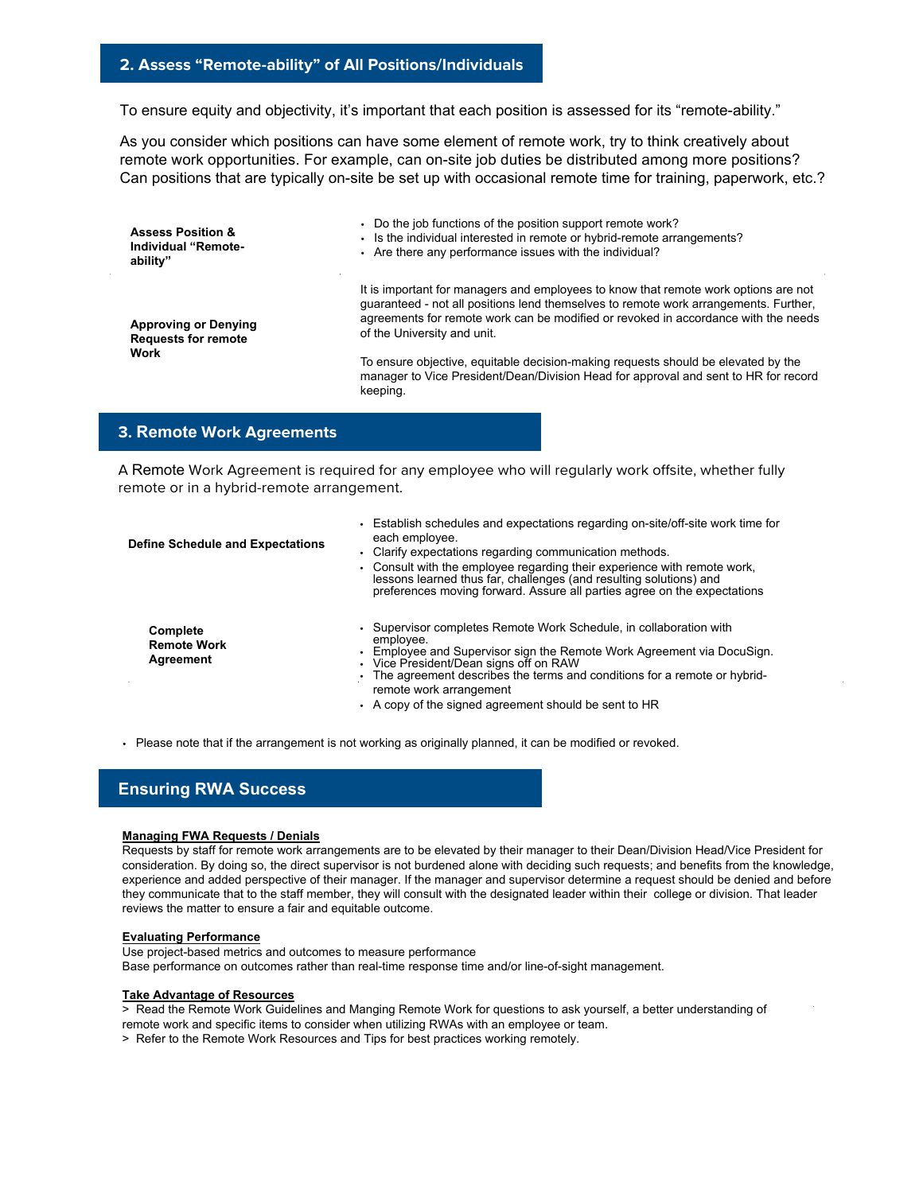## 2. Assess "Remote-ability" of All Positions/Individuals

To ensure equity and objectivity, it's important that each position is assessed for its "remote-ability."

As you consider which positions can have some element of remote work, try to think creatively about remote work opportunities. For example, can on-site job duties be distributed among more positions? Can positions that are typically on-site be set up with occasional remote time for training, paperwork, etc.?

| | |
|---|---|
| **Assess Position & Individual "Remote-ability"** | • Do the job functions of the position support remote work?<br>• Is the individual interested in remote or hybrid-remote arrangements?<br>• Are there any performance issues with the individual? |
| **Approving or Denying Requests for remote Work** | It is important for managers and employees to know that remote work options are not guaranteed - not all positions lend themselves to remote work arrangements. Further, agreements for remote work can be modified or revoked in accordance with the needs of the University and unit.<br><br>To ensure objective, equitable decision-making requests should be elevated by the manager to Vice President/Dean/Division Head for approval and sent to HR for record keeping. |

## 3. Remote Work Agreements

A Remote Work Agreement is required for any employee who will regularly work offsite, whether fully remote or in a hybrid-remote arrangement.

| | |
|---|---|
| **Define Schedule and Expectations** | • Establish schedules and expectations regarding on-site/off-site work time for each employee.<br>• Clarify expectations regarding communication methods.<br>• Consult with the employee regarding their experience with remote work, lessons learned thus far, challenges (and resulting solutions) and preferences moving forward. Assure all parties agree on the expectations |
| **Complete Remote Work Agreement** | • Supervisor completes Remote Work Schedule, in collaboration with employee.<br>• Employee and Supervisor sign the Remote Work Agreement via DocuSign.<br>• Vice President/Dean signs off on RAW<br>• The agreement describes the terms and conditions for a remote or hybrid-remote work arrangement<br>• A copy of the signed agreement should be sent to HR |

- Please note that if the arrangement is not working as originally planned, it can be modified or revoked.

## Ensuring RWA Success

**Managing FWA Requests / Denials**

Requests by staff for remote work arrangements are to be elevated by their manager to their Dean/Division Head/Vice President for consideration. By doing so, the direct supervisor is not burdened alone with deciding such requests; and benefits from the knowledge, experience and added perspective of their manager. If the manager and supervisor determine a request should be denied and before they communicate that to the staff member, they will consult with the designated leader within their college or division. That leader reviews the matter to ensure a fair and equitable outcome.

**Evaluating Performance**

Use project-based metrics and outcomes to measure performance
Base performance on outcomes rather than real-time response time and/or line-of-sight management.

**Take Advantage of Resources**

> Read the Remote Work Guidelines and Manging Remote Work for questions to ask yourself, a better understanding of remote work and specific items to consider when utilizing RWAs with an employee or team.
> Refer to the Remote Work Resources and Tips for best practices working remotely.